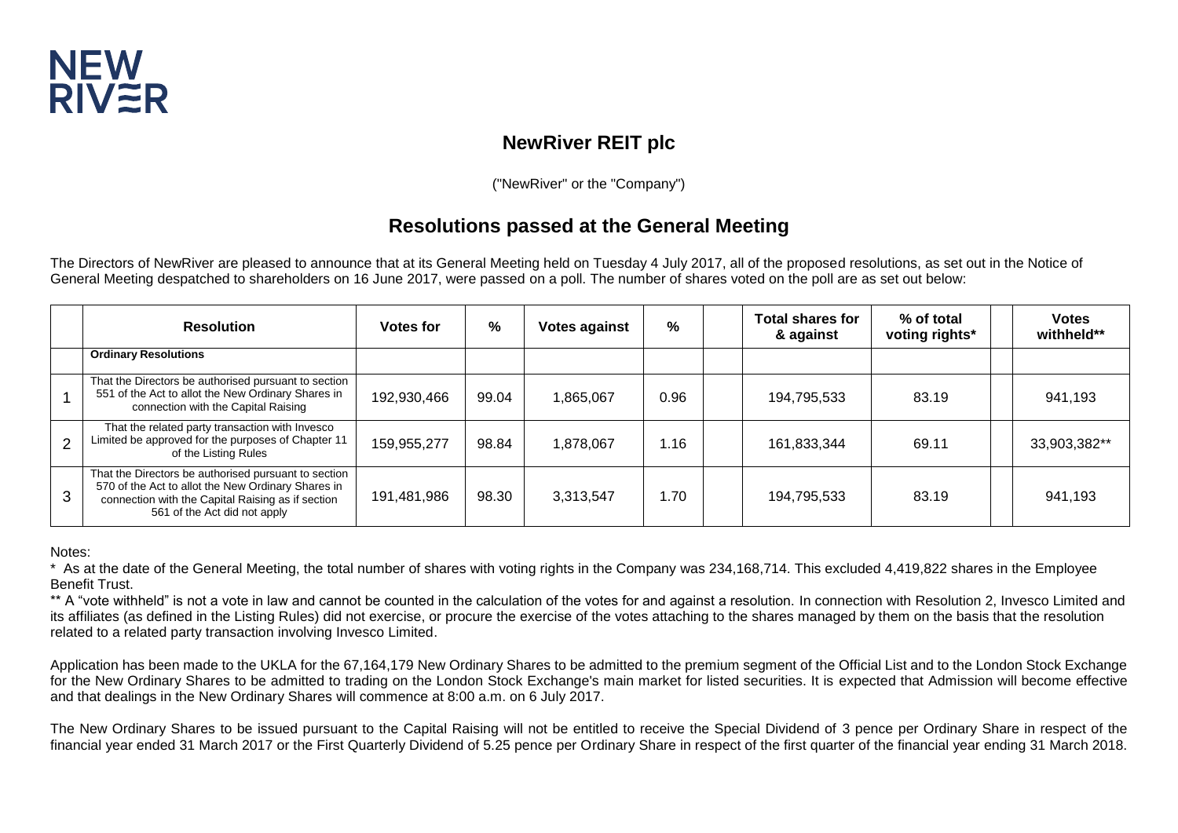NEW RIVER

## NewRiver REIT plc

("NewRiver" or the "Company")

# Resolutions passed at the General Meeting

The Directors of NewRiver are pleased to announce that at its General Meeting held on Tuesday 4 July 2017, all of the proposed resolutions, as set out in the Notice of General Meeting despatched to shareholders on 16 June 2017, were passed on a poll. The number of shares voted on the poll are as set out below:

| | Resolution | Votes for | % | Votes against | % | | Total shares for & against | % of total voting rights* | | Votes withheld** |
|---|---|---|---|---|---|---|---|---|---|---|
| | **Ordinary Resolutions** | | | | | | | | | |
| 1 | That the Directors be authorised pursuant to section 551 of the Act to allot the New Ordinary Shares in connection with the Capital Raising | 192,930,466 | 99.04 | 1,865,067 | 0.96 | | 194,795,533 | 83.19 | | 941,193 |
| 2 | That the related party transaction with Invesco Limited be approved for the purposes of Chapter 11 of the Listing Rules | 159,955,277 | 98.84 | 1,878,067 | 1.16 | | 161,833,344 | 69.11 | | 33,903,382** |
| 3 | That the Directors be authorised pursuant to section 570 of the Act to allot the New Ordinary Shares in connection with the Capital Raising as if section 561 of the Act did not apply | 191,481,986 | 98.30 | 3,313,547 | 1.70 | | 194,795,533 | 83.19 | | 941,193 |

Notes:

* As at the date of the General Meeting, the total number of shares with voting rights in the Company was 234,168,714. This excluded 4,419,822 shares in the Employee Benefit Trust.

** A "vote withheld" is not a vote in law and cannot be counted in the calculation of the votes for and against a resolution. In connection with Resolution 2, Invesco Limited and its affiliates (as defined in the Listing Rules) did not exercise, or procure the exercise of the votes attaching to the shares managed by them on the basis that the resolution related to a related party transaction involving Invesco Limited.

Application has been made to the UKLA for the 67,164,179 New Ordinary Shares to be admitted to the premium segment of the Official List and to the London Stock Exchange for the New Ordinary Shares to be admitted to trading on the London Stock Exchange's main market for listed securities. It is expected that Admission will become effective and that dealings in the New Ordinary Shares will commence at 8:00 a.m. on 6 July 2017.

The New Ordinary Shares to be issued pursuant to the Capital Raising will not be entitled to receive the Special Dividend of 3 pence per Ordinary Share in respect of the financial year ended 31 March 2017 or the First Quarterly Dividend of 5.25 pence per Ordinary Share in respect of the first quarter of the financial year ending 31 March 2018.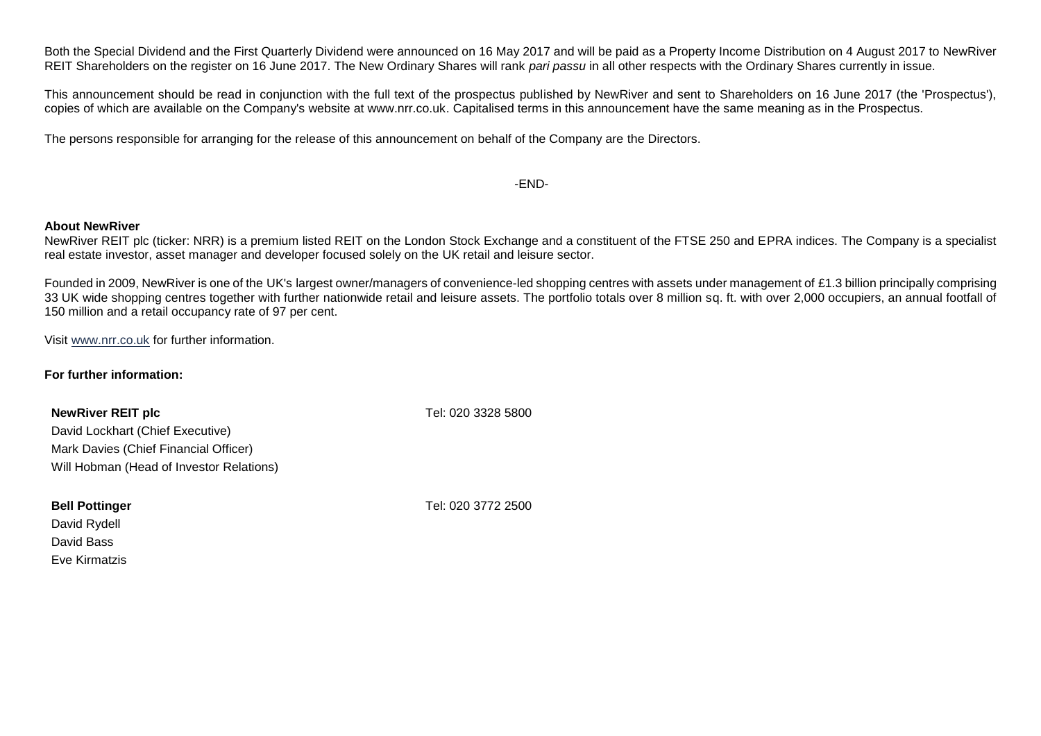Both the Special Dividend and the First Quarterly Dividend were announced on 16 May 2017 and will be paid as a Property Income Distribution on 4 August 2017 to NewRiver REIT Shareholders on the register on 16 June 2017. The New Ordinary Shares will rank *pari passu* in all other respects with the Ordinary Shares currently in issue.

This announcement should be read in conjunction with the full text of the prospectus published by NewRiver and sent to Shareholders on 16 June 2017 (the 'Prospectus'), copies of which are available on the Company's website at www.nrr.co.uk. Capitalised terms in this announcement have the same meaning as in the Prospectus.

The persons responsible for arranging for the release of this announcement on behalf of the Company are the Directors.

-END-

**About NewRiver**

NewRiver REIT plc (ticker: NRR) is a premium listed REIT on the London Stock Exchange and a constituent of the FTSE 250 and EPRA indices. The Company is a specialist real estate investor, asset manager and developer focused solely on the UK retail and leisure sector.

Founded in 2009, NewRiver is one of the UK's largest owner/managers of convenience-led shopping centres with assets under management of £1.3 billion principally comprising 33 UK wide shopping centres together with further nationwide retail and leisure assets. The portfolio totals over 8 million sq. ft. with over 2,000 occupiers, an annual footfall of 150 million and a retail occupancy rate of 97 per cent.

Visit www.nrr.co.uk for further information.

**For further information:**

| | |
|---|---|
| **NewRiver REIT plc** | Tel: 020 3328 5800 |
| David Lockhart (Chief Executive) | |
| Mark Davies (Chief Financial Officer) | |
| Will Hobman (Head of Investor Relations) | |
| | |
| **Bell Pottinger** | Tel: 020 3772 2500 |
| David Rydell | |
| David Bass | |
| Eve Kirmatzis | |